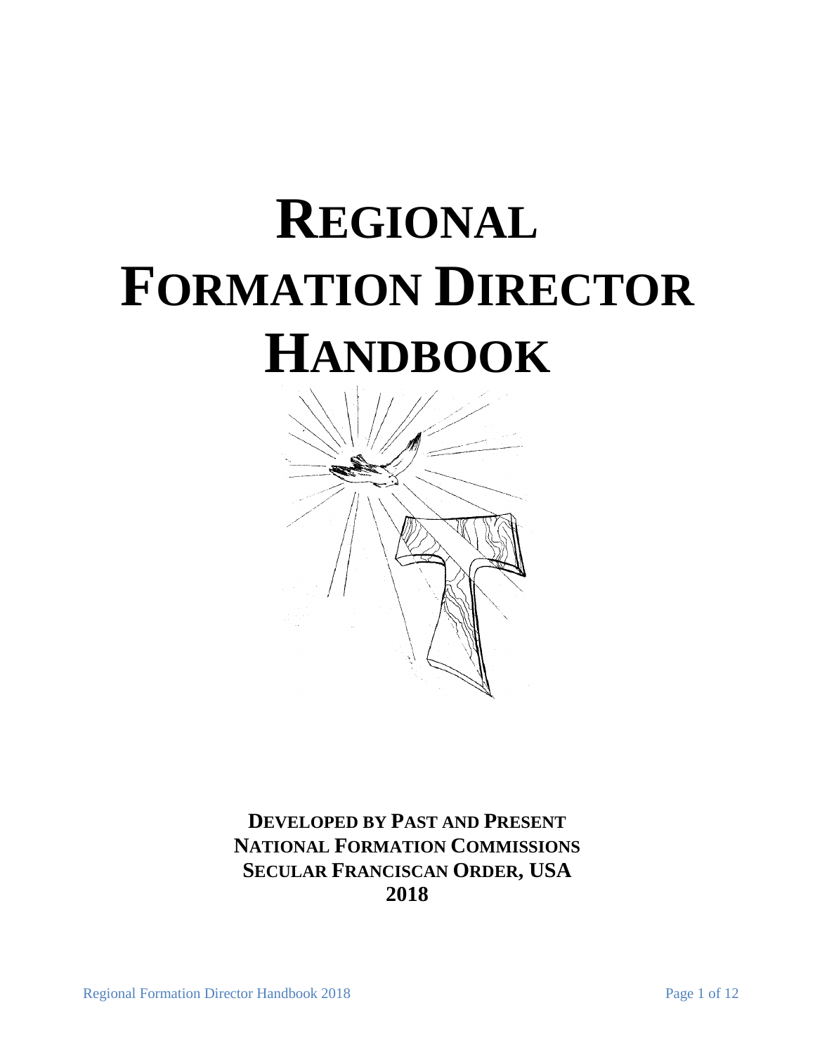# REGIONAL FORMATION DIRECTOR HANDBOOK

**DEVELOPED BY PAST AND PRESENT NATIONAL FORMATION COMMISSIONS SECULAR FRANCISCAN ORDER, USA 2018**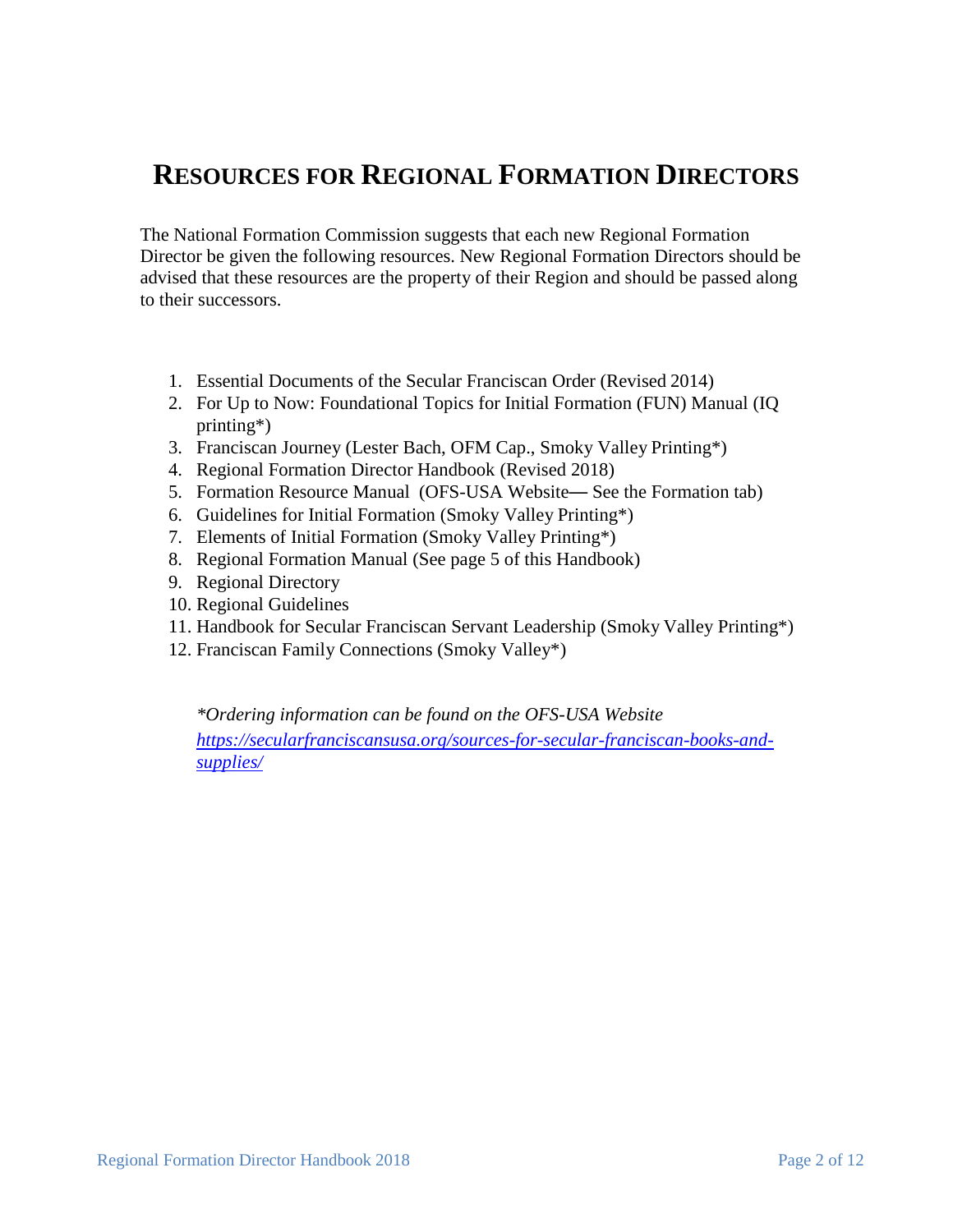# RESOURCES FOR REGIONAL FORMATION DIRECTORS

The National Formation Commission suggests that each new Regional Formation Director be given the following resources. New Regional Formation Directors should be advised that these resources are the property of their Region and should be passed along to their successors.

1. Essential Documents of the Secular Franciscan Order (Revised 2014)
2. For Up to Now: Foundational Topics for Initial Formation (FUN) Manual (IQ printing*)
3. Franciscan Journey (Lester Bach, OFM Cap., Smoky Valley Printing*)
4. Regional Formation Director Handbook (Revised 2018)
5. Formation Resource Manual (OFS-USA Website— See the Formation tab)
6. Guidelines for Initial Formation (Smoky Valley Printing*)
7. Elements of Initial Formation (Smoky Valley Printing*)
8. Regional Formation Manual (See page 5 of this Handbook)
9. Regional Directory
10. Regional Guidelines
11. Handbook for Secular Franciscan Servant Leadership (Smoky Valley Printing*)
12. Franciscan Family Connections (Smoky Valley*)

*\*Ordering information can be found on the OFS-USA Website* [*https://secularfranciscansusa.org/sources-for-secular-franciscan-books-and-supplies/*](https://secularfranciscansusa.org/sources-for-secular-franciscan-books-and-supplies/)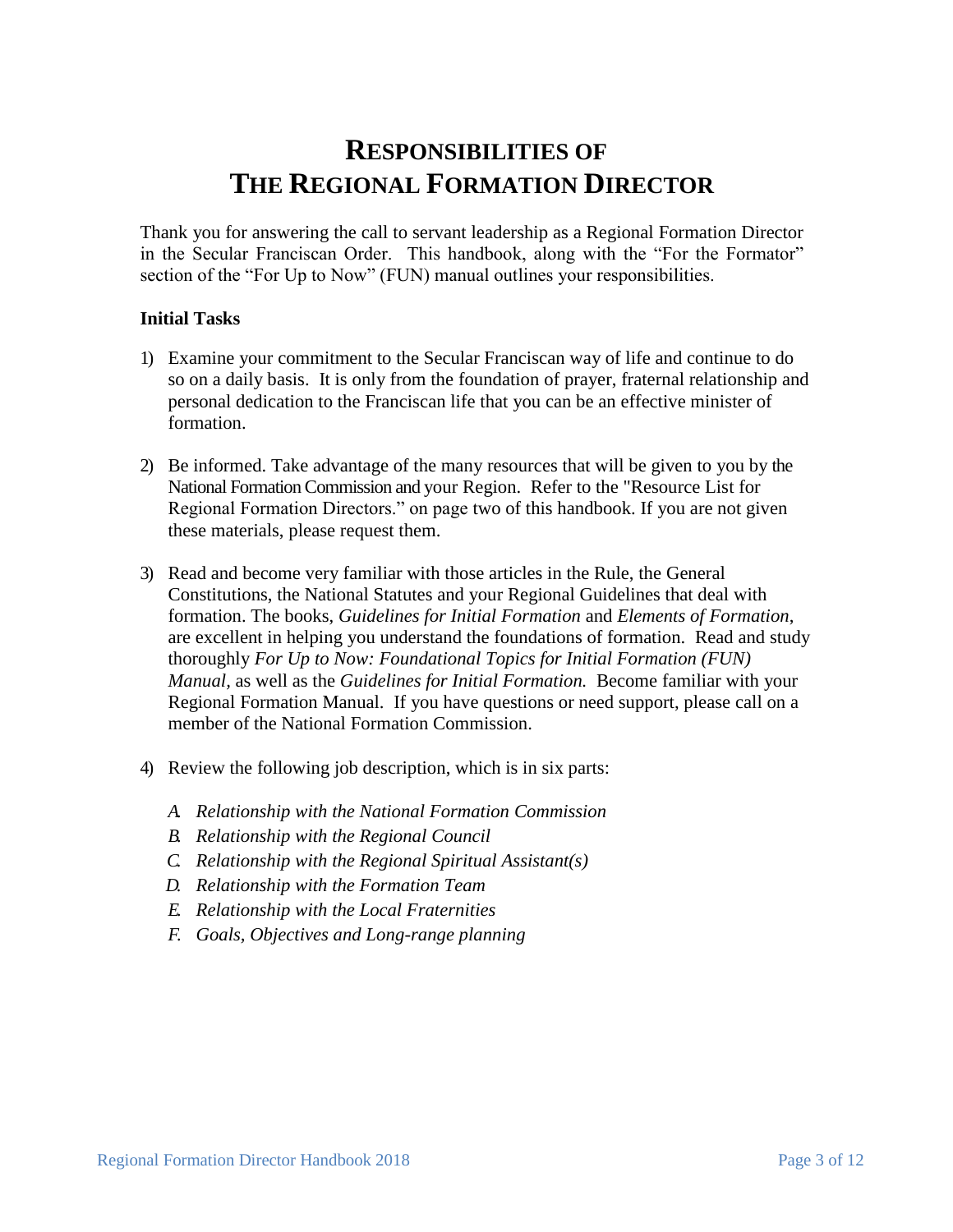# RESPONSIBILITIES OF THE REGIONAL FORMATION DIRECTOR

Thank you for answering the call to servant leadership as a Regional Formation Director in the Secular Franciscan Order. This handbook, along with the "For the Formator" section of the "For Up to Now" (FUN) manual outlines your responsibilities.

**Initial Tasks**

1) Examine your commitment to the Secular Franciscan way of life and continue to do so on a daily basis. It is only from the foundation of prayer, fraternal relationship and personal dedication to the Franciscan life that you can be an effective minister of formation.

2) Be informed. Take advantage of the many resources that will be given to you by the National Formation Commission and your Region. Refer to the "Resource List for Regional Formation Directors." on page two of this handbook. If you are not given these materials, please request them.

3) Read and become very familiar with those articles in the Rule, the General Constitutions, the National Statutes and your Regional Guidelines that deal with formation. The books, *Guidelines for Initial Formation* and *Elements of Formation*, are excellent in helping you understand the foundations of formation. Read and study thoroughly *For Up to Now: Foundational Topics for Initial Formation (FUN) Manual,* as well as the *Guidelines for Initial Formation.* Become familiar with your Regional Formation Manual. If you have questions or need support, please call on a member of the National Formation Commission.

4) Review the following job description, which is in six parts:

   A. *Relationship with the National Formation Commission*
   B. *Relationship with the Regional Council*
   C. *Relationship with the Regional Spiritual Assistant(s)*
   D. *Relationship with the Formation Team*
   E. *Relationship with the Local Fraternities*
   F. *Goals, Objectives and Long-range planning*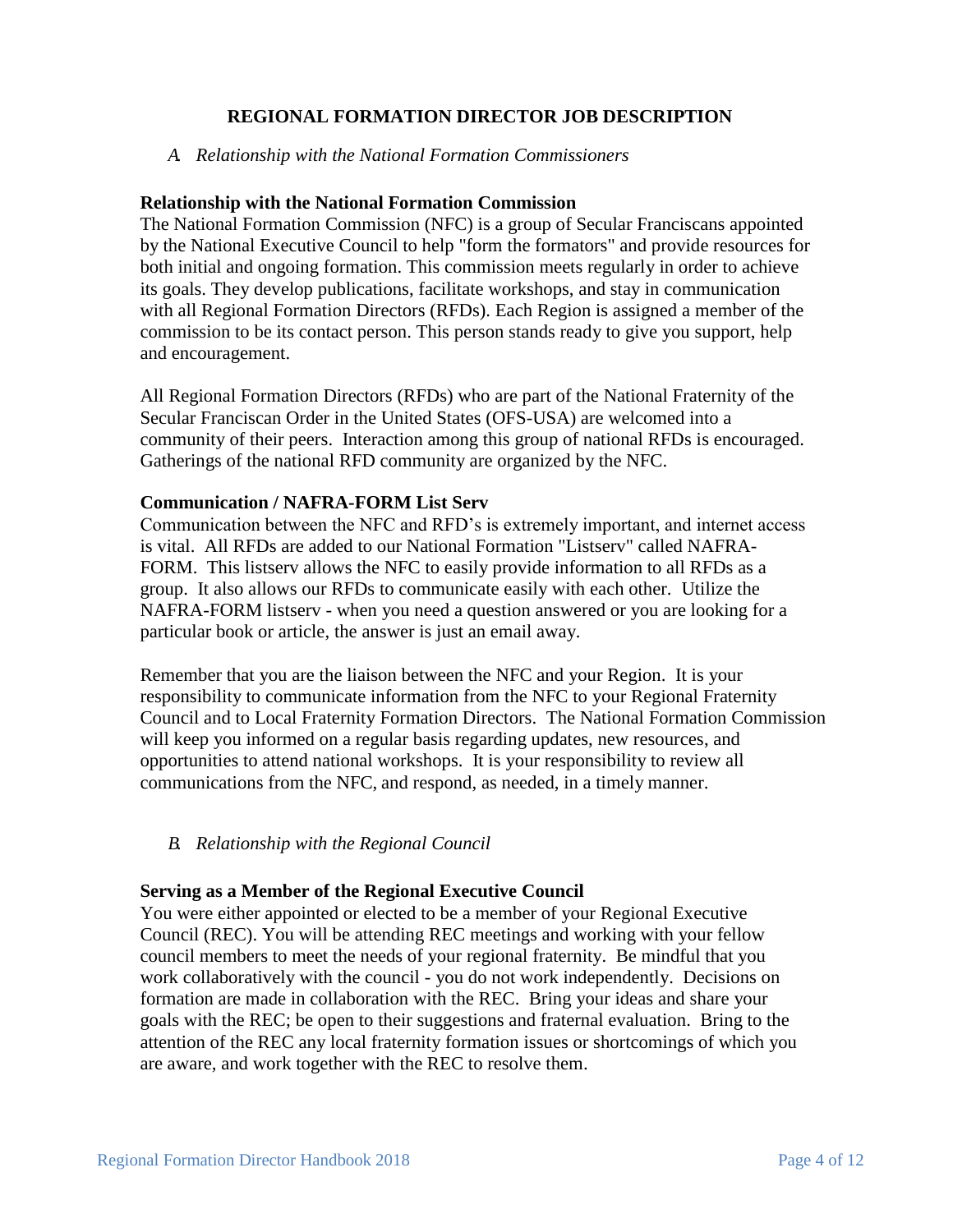# REGIONAL FORMATION DIRECTOR JOB DESCRIPTION

*A. Relationship with the National Formation Commissioners*

### Relationship with the National Formation Commission

The National Formation Commission (NFC) is a group of Secular Franciscans appointed by the National Executive Council to help "form the formators" and provide resources for both initial and ongoing formation. This commission meets regularly in order to achieve its goals. They develop publications, facilitate workshops, and stay in communication with all Regional Formation Directors (RFDs). Each Region is assigned a member of the commission to be its contact person. This person stands ready to give you support, help and encouragement.

All Regional Formation Directors (RFDs) who are part of the National Fraternity of the Secular Franciscan Order in the United States (OFS-USA) are welcomed into a community of their peers. Interaction among this group of national RFDs is encouraged. Gatherings of the national RFD community are organized by the NFC.

### Communication / NAFRA-FORM List Serv

Communication between the NFC and RFD's is extremely important, and internet access is vital. All RFDs are added to our National Formation "Listserv" called NAFRA-FORM. This listserv allows the NFC to easily provide information to all RFDs as a group. It also allows our RFDs to communicate easily with each other. Utilize the NAFRA-FORM listserv - when you need a question answered or you are looking for a particular book or article, the answer is just an email away.

Remember that you are the liaison between the NFC and your Region. It is your responsibility to communicate information from the NFC to your Regional Fraternity Council and to Local Fraternity Formation Directors. The National Formation Commission will keep you informed on a regular basis regarding updates, new resources, and opportunities to attend national workshops. It is your responsibility to review all communications from the NFC, and respond, as needed, in a timely manner.

*B. Relationship with the Regional Council*

### Serving as a Member of the Regional Executive Council

You were either appointed or elected to be a member of your Regional Executive Council (REC). You will be attending REC meetings and working with your fellow council members to meet the needs of your regional fraternity. Be mindful that you work collaboratively with the council - you do not work independently. Decisions on formation are made in collaboration with the REC. Bring your ideas and share your goals with the REC; be open to their suggestions and fraternal evaluation. Bring to the attention of the REC any local fraternity formation issues or shortcomings of which you are aware, and work together with the REC to resolve them.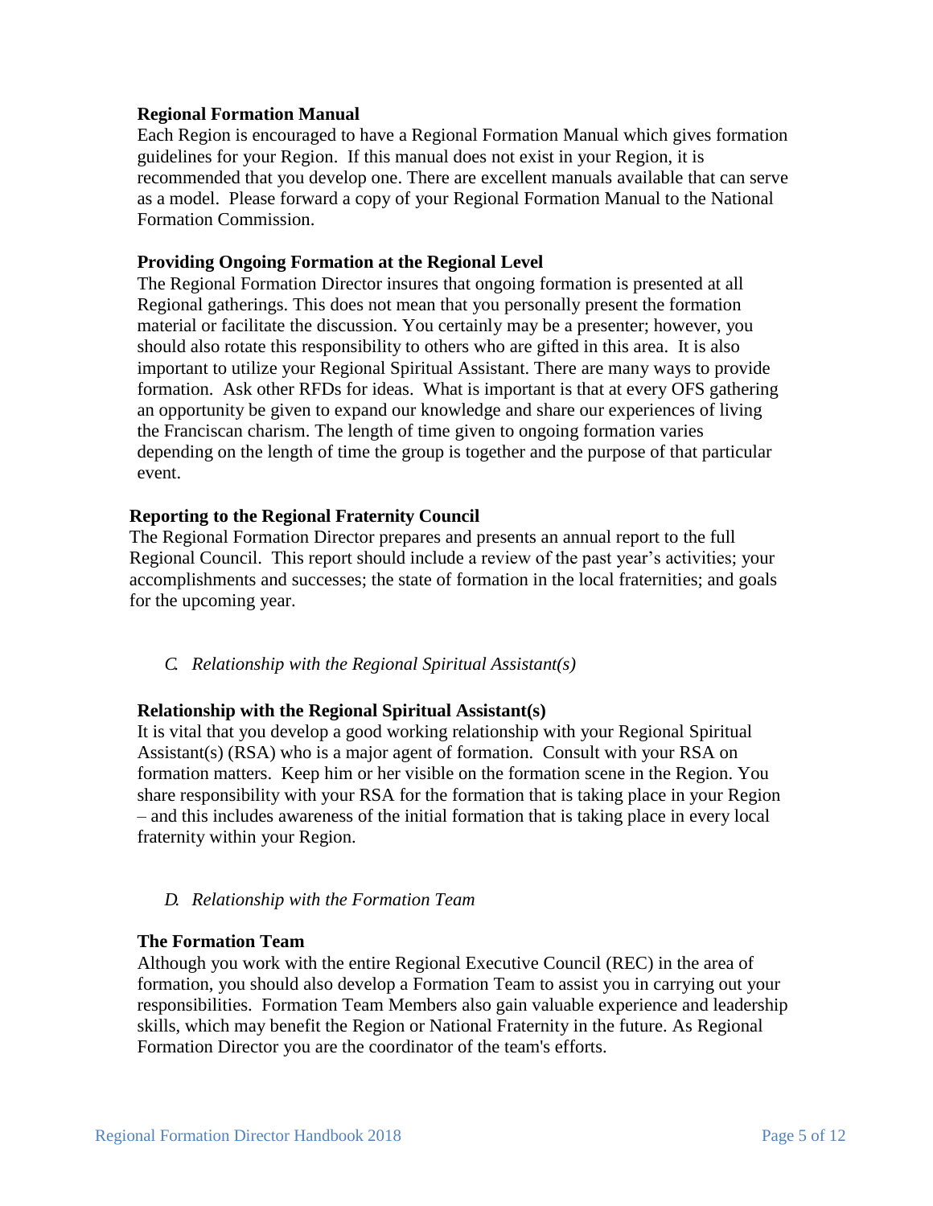**Regional Formation Manual**

Each Region is encouraged to have a Regional Formation Manual which gives formation guidelines for your Region. If this manual does not exist in your Region, it is recommended that you develop one. There are excellent manuals available that can serve as a model. Please forward a copy of your Regional Formation Manual to the National Formation Commission.

**Providing Ongoing Formation at the Regional Level**

The Regional Formation Director insures that ongoing formation is presented at all Regional gatherings. This does not mean that you personally present the formation material or facilitate the discussion. You certainly may be a presenter; however, you should also rotate this responsibility to others who are gifted in this area. It is also important to utilize your Regional Spiritual Assistant. There are many ways to provide formation. Ask other RFDs for ideas. What is important is that at every OFS gathering an opportunity be given to expand our knowledge and share our experiences of living the Franciscan charism. The length of time given to ongoing formation varies depending on the length of time the group is together and the purpose of that particular event.

**Reporting to the Regional Fraternity Council**

The Regional Formation Director prepares and presents an annual report to the full Regional Council. This report should include a review of the past year's activities; your accomplishments and successes; the state of formation in the local fraternities; and goals for the upcoming year.

*C. Relationship with the Regional Spiritual Assistant(s)*

**Relationship with the Regional Spiritual Assistant(s)**

It is vital that you develop a good working relationship with your Regional Spiritual Assistant(s) (RSA) who is a major agent of formation. Consult with your RSA on formation matters. Keep him or her visible on the formation scene in the Region. You share responsibility with your RSA for the formation that is taking place in your Region – and this includes awareness of the initial formation that is taking place in every local fraternity within your Region.

*D. Relationship with the Formation Team*

**The Formation Team**

Although you work with the entire Regional Executive Council (REC) in the area of formation, you should also develop a Formation Team to assist you in carrying out your responsibilities. Formation Team Members also gain valuable experience and leadership skills, which may benefit the Region or National Fraternity in the future. As Regional Formation Director you are the coordinator of the team's efforts.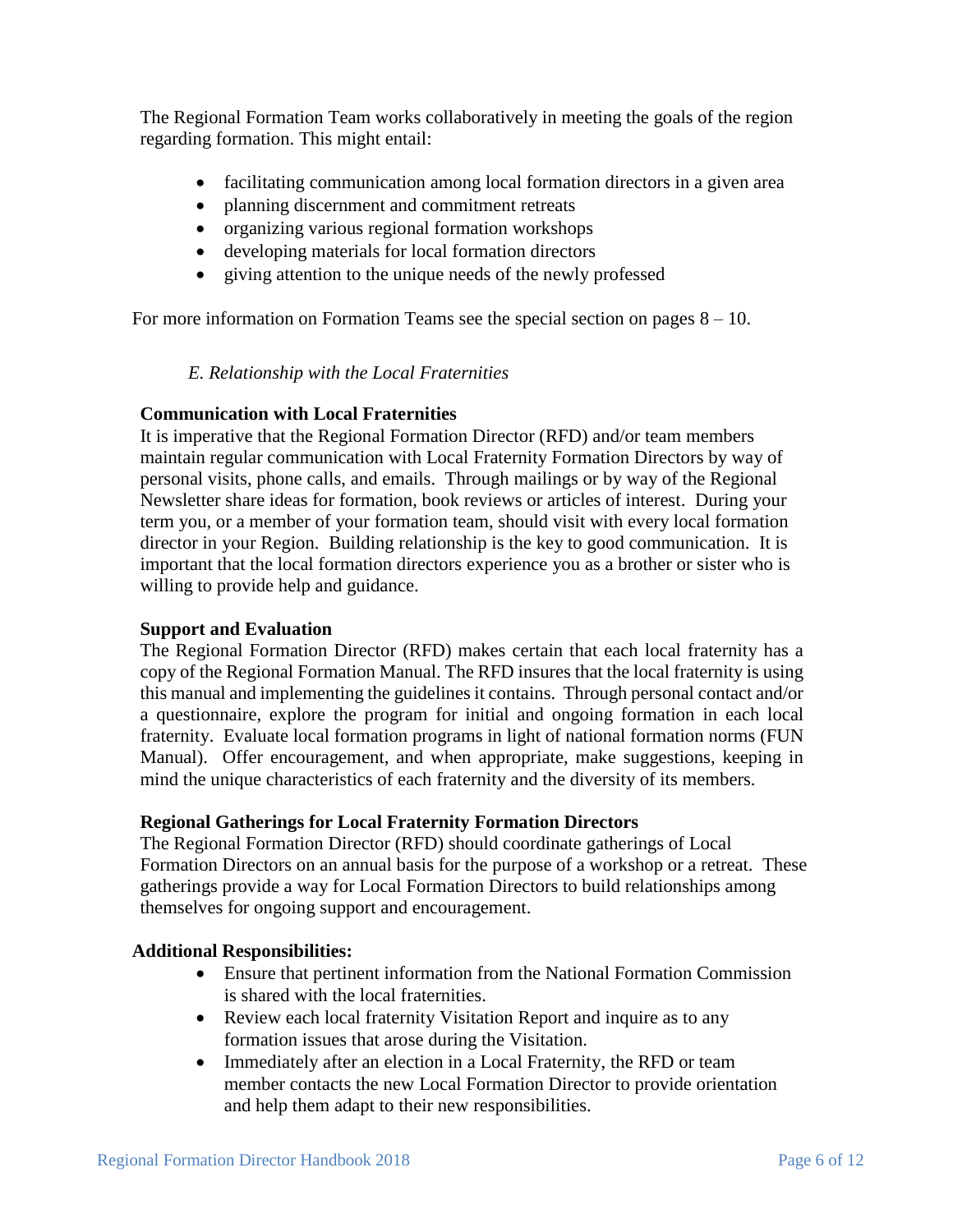The Regional Formation Team works collaboratively in meeting the goals of the region regarding formation. This might entail:

- facilitating communication among local formation directors in a given area
- planning discernment and commitment retreats
- organizing various regional formation workshops
- developing materials for local formation directors
- giving attention to the unique needs of the newly professed

For more information on Formation Teams see the special section on pages 8 – 10.

### *E. Relationship with the Local Fraternities*

**Communication with Local Fraternities**

It is imperative that the Regional Formation Director (RFD) and/or team members maintain regular communication with Local Fraternity Formation Directors by way of personal visits, phone calls, and emails. Through mailings or by way of the Regional Newsletter share ideas for formation, book reviews or articles of interest. During your term you, or a member of your formation team, should visit with every local formation director in your Region. Building relationship is the key to good communication. It is important that the local formation directors experience you as a brother or sister who is willing to provide help and guidance.

**Support and Evaluation**

The Regional Formation Director (RFD) makes certain that each local fraternity has a copy of the Regional Formation Manual. The RFD insures that the local fraternity is using this manual and implementing the guidelines it contains. Through personal contact and/or a questionnaire, explore the program for initial and ongoing formation in each local fraternity. Evaluate local formation programs in light of national formation norms (FUN Manual). Offer encouragement, and when appropriate, make suggestions, keeping in mind the unique characteristics of each fraternity and the diversity of its members.

**Regional Gatherings for Local Fraternity Formation Directors**

The Regional Formation Director (RFD) should coordinate gatherings of Local Formation Directors on an annual basis for the purpose of a workshop or a retreat. These gatherings provide a way for Local Formation Directors to build relationships among themselves for ongoing support and encouragement.

**Additional Responsibilities:**

- Ensure that pertinent information from the National Formation Commission is shared with the local fraternities.
- Review each local fraternity Visitation Report and inquire as to any formation issues that arose during the Visitation.
- Immediately after an election in a Local Fraternity, the RFD or team member contacts the new Local Formation Director to provide orientation and help them adapt to their new responsibilities.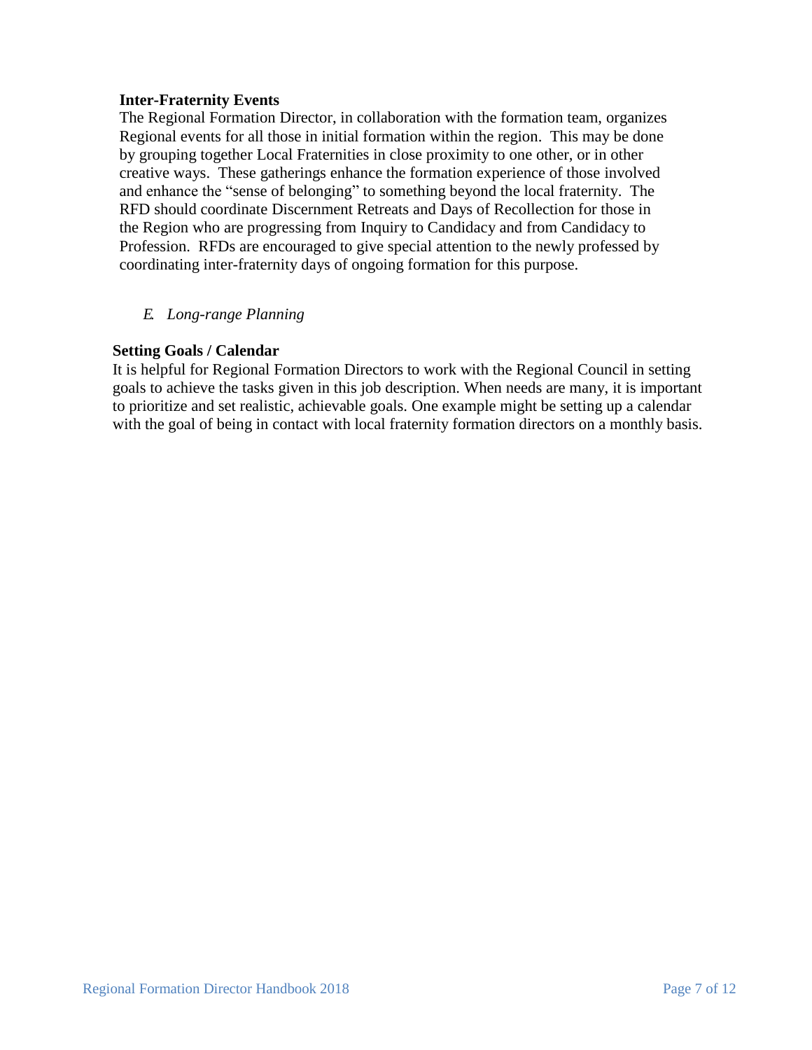**Inter-Fraternity Events**

The Regional Formation Director, in collaboration with the formation team, organizes Regional events for all those in initial formation within the region. This may be done by grouping together Local Fraternities in close proximity to one other, or in other creative ways. These gatherings enhance the formation experience of those involved and enhance the "sense of belonging" to something beyond the local fraternity. The RFD should coordinate Discernment Retreats and Days of Recollection for those in the Region who are progressing from Inquiry to Candidacy and from Candidacy to Profession. RFDs are encouraged to give special attention to the newly professed by coordinating inter-fraternity days of ongoing formation for this purpose.

*E. Long-range Planning*

**Setting Goals / Calendar**

It is helpful for Regional Formation Directors to work with the Regional Council in setting goals to achieve the tasks given in this job description. When needs are many, it is important to prioritize and set realistic, achievable goals. One example might be setting up a calendar with the goal of being in contact with local fraternity formation directors on a monthly basis.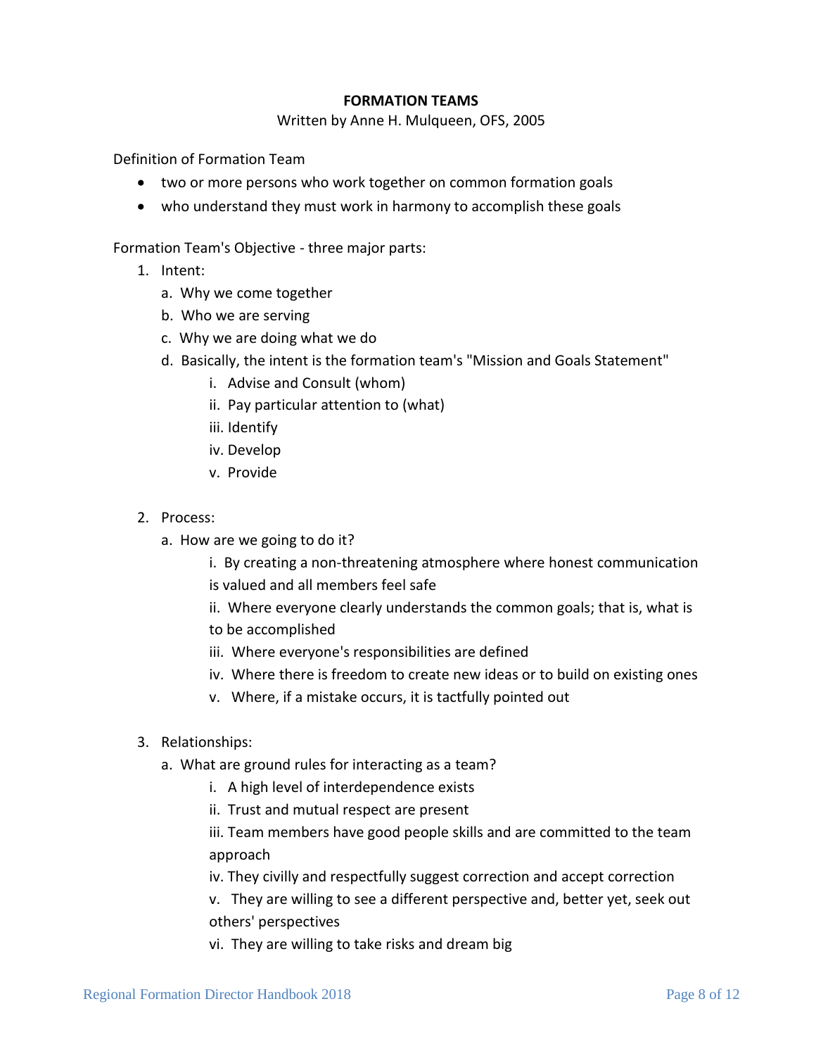**FORMATION TEAMS**

Written by Anne H. Mulqueen, OFS, 2005

Definition of Formation Team

- two or more persons who work together on common formation goals
- who understand they must work in harmony to accomplish these goals

Formation Team's Objective - three major parts:

1. Intent:
    a. Why we come together
    b. Who we are serving
    c. Why we are doing what we do
    d. Basically, the intent is the formation team's "Mission and Goals Statement"
        i. Advise and Consult (whom)
        ii. Pay particular attention to (what)
        iii. Identify
        iv. Develop
        v. Provide

2. Process:
    a. How are we going to do it?
        i. By creating a non-threatening atmosphere where honest communication is valued and all members feel safe
        ii. Where everyone clearly understands the common goals; that is, what is to be accomplished
        iii. Where everyone's responsibilities are defined
        iv. Where there is freedom to create new ideas or to build on existing ones
        v. Where, if a mistake occurs, it is tactfully pointed out

3. Relationships:
    a. What are ground rules for interacting as a team?
        i. A high level of interdependence exists
        ii. Trust and mutual respect are present
        iii. Team members have good people skills and are committed to the team approach
        iv. They civilly and respectfully suggest correction and accept correction
        v. They are willing to see a different perspective and, better yet, seek out others' perspectives
        vi. They are willing to take risks and dream big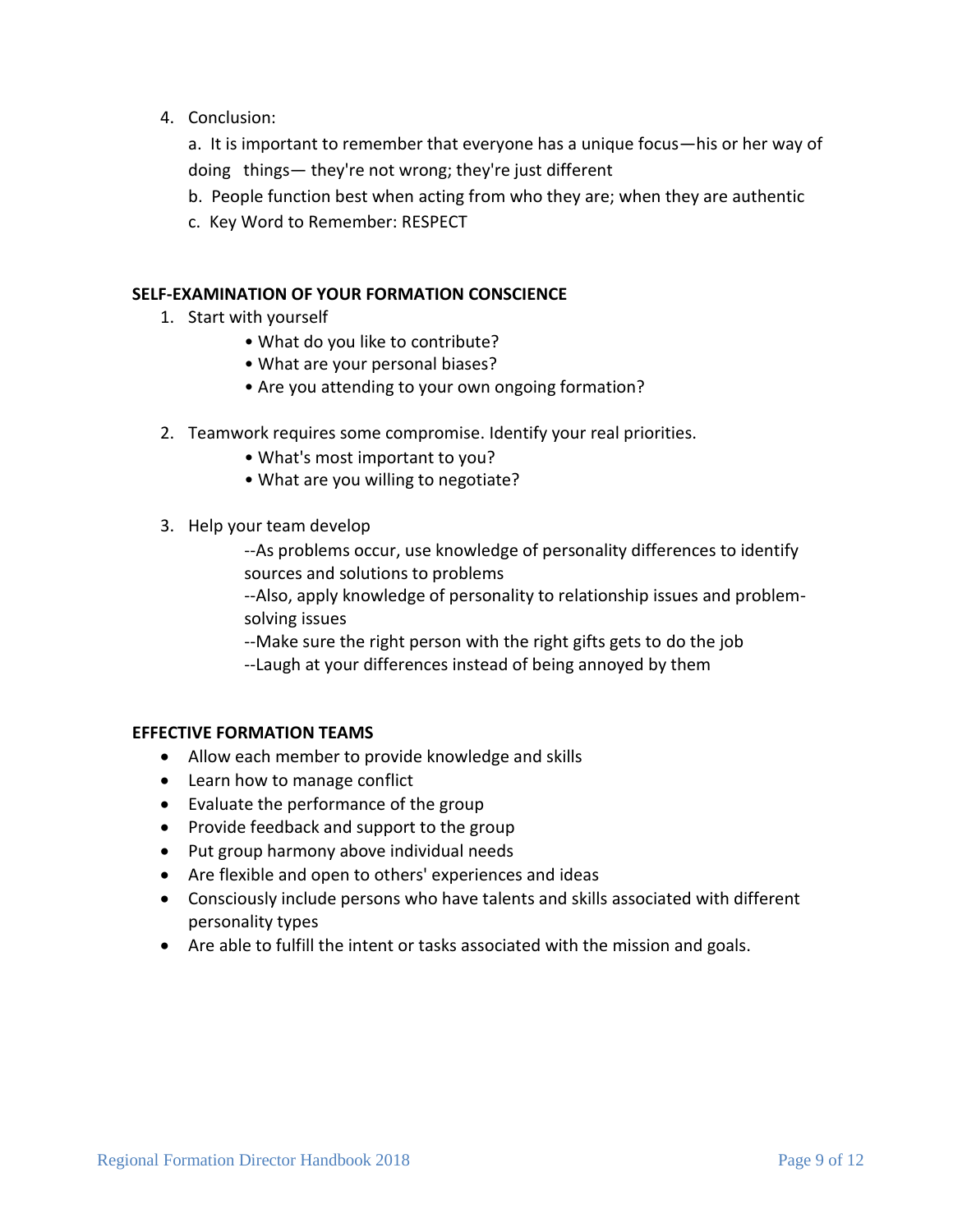4. Conclusion:

   a. It is important to remember that everyone has a unique focus—his or her way of doing things— they're not wrong; they're just different

   b. People function best when acting from who they are; when they are authentic

   c. Key Word to Remember: RESPECT

**SELF-EXAMINATION OF YOUR FORMATION CONSCIENCE**

1. Start with yourself
   - What do you like to contribute?
   - What are your personal biases?
   - Are you attending to your own ongoing formation?

2. Teamwork requires some compromise. Identify your real priorities.
   - What's most important to you?
   - What are you willing to negotiate?

3. Help your team develop

   --As problems occur, use knowledge of personality differences to identify sources and solutions to problems

   --Also, apply knowledge of personality to relationship issues and problem-solving issues

   --Make sure the right person with the right gifts gets to do the job

   --Laugh at your differences instead of being annoyed by them

**EFFECTIVE FORMATION TEAMS**

- Allow each member to provide knowledge and skills
- Learn how to manage conflict
- Evaluate the performance of the group
- Provide feedback and support to the group
- Put group harmony above individual needs
- Are flexible and open to others' experiences and ideas
- Consciously include persons who have talents and skills associated with different personality types
- Are able to fulfill the intent or tasks associated with the mission and goals.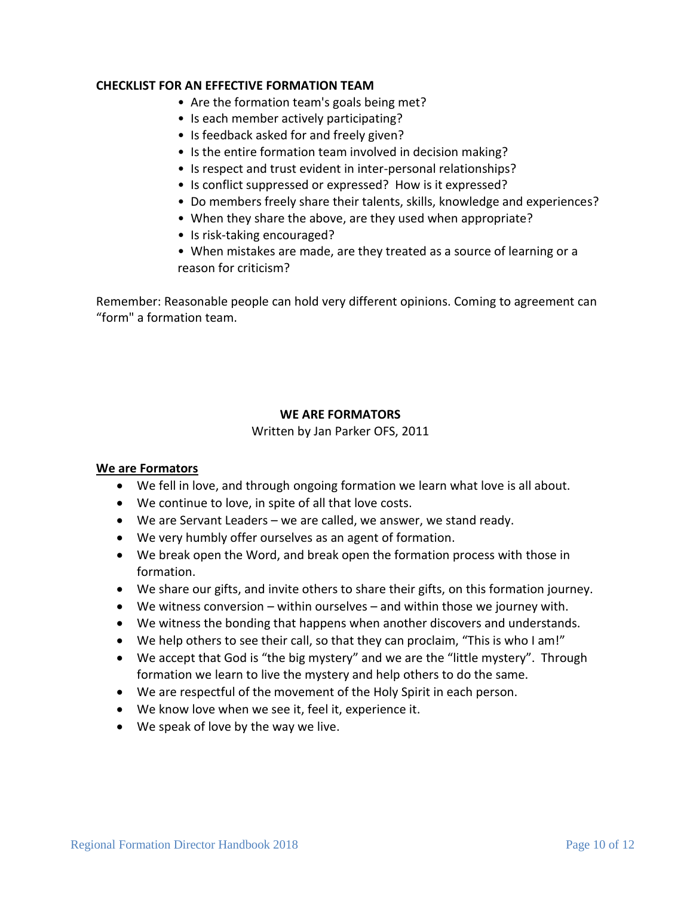**CHECKLIST FOR AN EFFECTIVE FORMATION TEAM**

- Are the formation team's goals being met?
- Is each member actively participating?
- Is feedback asked for and freely given?
- Is the entire formation team involved in decision making?
- Is respect and trust evident in inter-personal relationships?
- Is conflict suppressed or expressed? How is it expressed?
- Do members freely share their talents, skills, knowledge and experiences?
- When they share the above, are they used when appropriate?
- Is risk-taking encouraged?
- When mistakes are made, are they treated as a source of learning or a reason for criticism?

Remember: Reasonable people can hold very different opinions. Coming to agreement can "form" a formation team.

**WE ARE FORMATORS**

Written by Jan Parker OFS, 2011

**We are Formators**

- We fell in love, and through ongoing formation we learn what love is all about.
- We continue to love, in spite of all that love costs.
- We are Servant Leaders – we are called, we answer, we stand ready.
- We very humbly offer ourselves as an agent of formation.
- We break open the Word, and break open the formation process with those in formation.
- We share our gifts, and invite others to share their gifts, on this formation journey.
- We witness conversion – within ourselves – and within those we journey with.
- We witness the bonding that happens when another discovers and understands.
- We help others to see their call, so that they can proclaim, "This is who I am!"
- We accept that God is "the big mystery" and we are the "little mystery". Through formation we learn to live the mystery and help others to do the same.
- We are respectful of the movement of the Holy Spirit in each person.
- We know love when we see it, feel it, experience it.
- We speak of love by the way we live.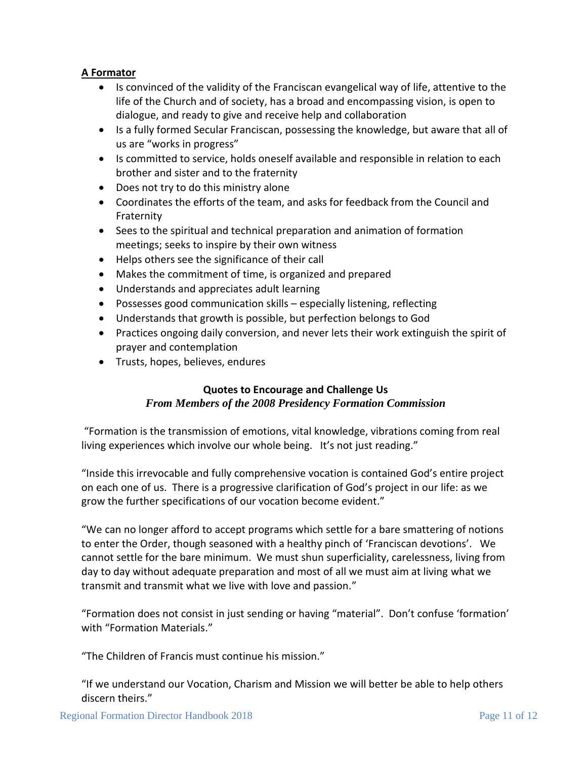**A Formator**

- Is convinced of the validity of the Franciscan evangelical way of life, attentive to the life of the Church and of society, has a broad and encompassing vision, is open to dialogue, and ready to give and receive help and collaboration
- Is a fully formed Secular Franciscan, possessing the knowledge, but aware that all of us are "works in progress"
- Is committed to service, holds oneself available and responsible in relation to each brother and sister and to the fraternity
- Does not try to do this ministry alone
- Coordinates the efforts of the team, and asks for feedback from the Council and Fraternity
- Sees to the spiritual and technical preparation and animation of formation meetings; seeks to inspire by their own witness
- Helps others see the significance of their call
- Makes the commitment of time, is organized and prepared
- Understands and appreciates adult learning
- Possesses good communication skills – especially listening, reflecting
- Understands that growth is possible, but perfection belongs to God
- Practices ongoing daily conversion, and never lets their work extinguish the spirit of prayer and contemplation
- Trusts, hopes, believes, endures

**Quotes to Encourage and Challenge Us**
***From Members of the 2008 Presidency Formation Commission***

"Formation is the transmission of emotions, vital knowledge, vibrations coming from real living experiences which involve our whole being. It's not just reading."

"Inside this irrevocable and fully comprehensive vocation is contained God's entire project on each one of us. There is a progressive clarification of God's project in our life: as we grow the further specifications of our vocation become evident."

"We can no longer afford to accept programs which settle for a bare smattering of notions to enter the Order, though seasoned with a healthy pinch of 'Franciscan devotions'. We cannot settle for the bare minimum. We must shun superficiality, carelessness, living from day to day without adequate preparation and most of all we must aim at living what we transmit and transmit what we live with love and passion."

"Formation does not consist in just sending or having "material". Don't confuse 'formation' with "Formation Materials."

"The Children of Francis must continue his mission."

"If we understand our Vocation, Charism and Mission we will better be able to help others discern theirs."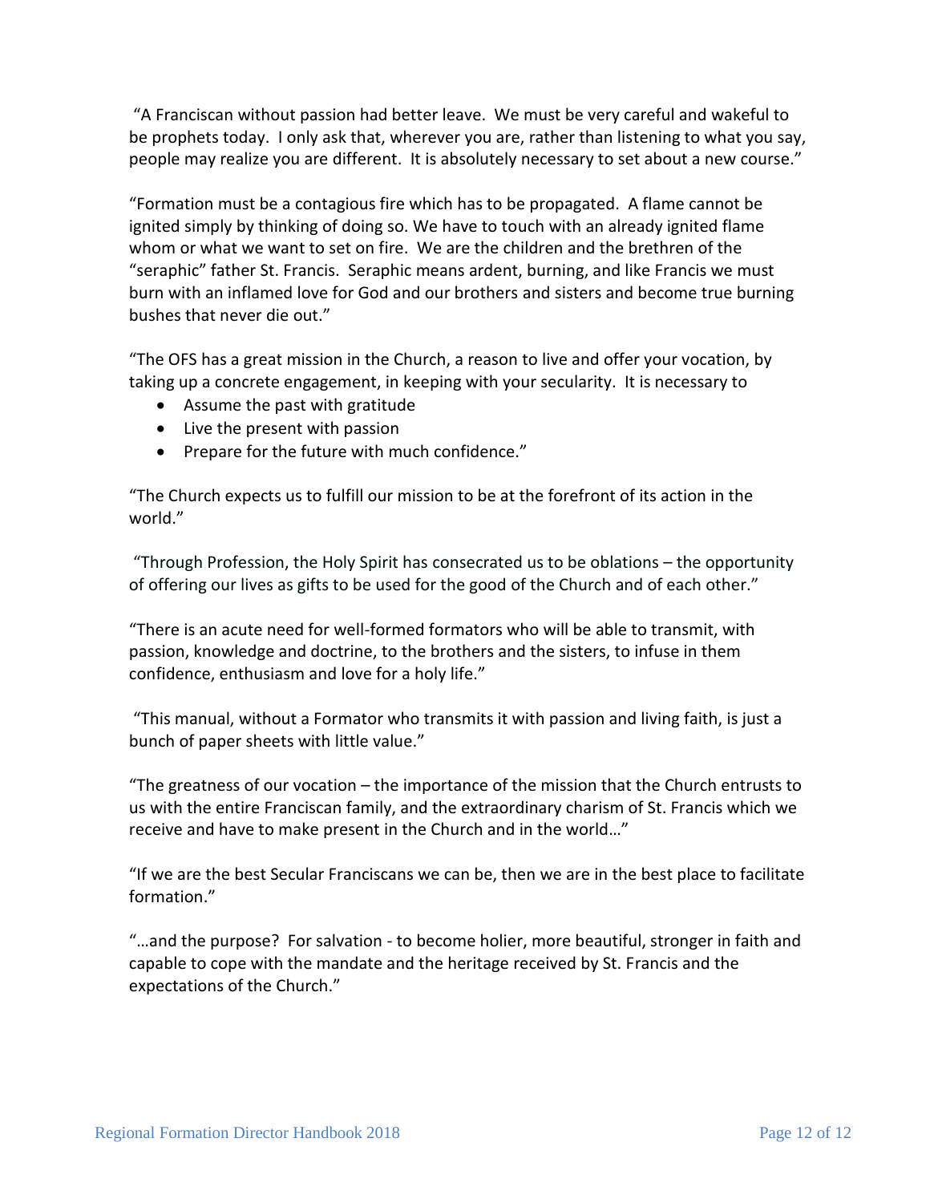"A Franciscan without passion had better leave. We must be very careful and wakeful to be prophets today. I only ask that, wherever you are, rather than listening to what you say, people may realize you are different. It is absolutely necessary to set about a new course."

"Formation must be a contagious fire which has to be propagated. A flame cannot be ignited simply by thinking of doing so. We have to touch with an already ignited flame whom or what we want to set on fire. We are the children and the brethren of the "seraphic" father St. Francis. Seraphic means ardent, burning, and like Francis we must burn with an inflamed love for God and our brothers and sisters and become true burning bushes that never die out."

"The OFS has a great mission in the Church, a reason to live and offer your vocation, by taking up a concrete engagement, in keeping with your secularity. It is necessary to

- Assume the past with gratitude
- Live the present with passion
- Prepare for the future with much confidence."

"The Church expects us to fulfill our mission to be at the forefront of its action in the world."

"Through Profession, the Holy Spirit has consecrated us to be oblations – the opportunity of offering our lives as gifts to be used for the good of the Church and of each other."

"There is an acute need for well-formed formators who will be able to transmit, with passion, knowledge and doctrine, to the brothers and the sisters, to infuse in them confidence, enthusiasm and love for a holy life."

"This manual, without a Formator who transmits it with passion and living faith, is just a bunch of paper sheets with little value."

"The greatness of our vocation – the importance of the mission that the Church entrusts to us with the entire Franciscan family, and the extraordinary charism of St. Francis which we receive and have to make present in the Church and in the world…"

"If we are the best Secular Franciscans we can be, then we are in the best place to facilitate formation."

"…and the purpose? For salvation - to become holier, more beautiful, stronger in faith and capable to cope with the mandate and the heritage received by St. Francis and the expectations of the Church."